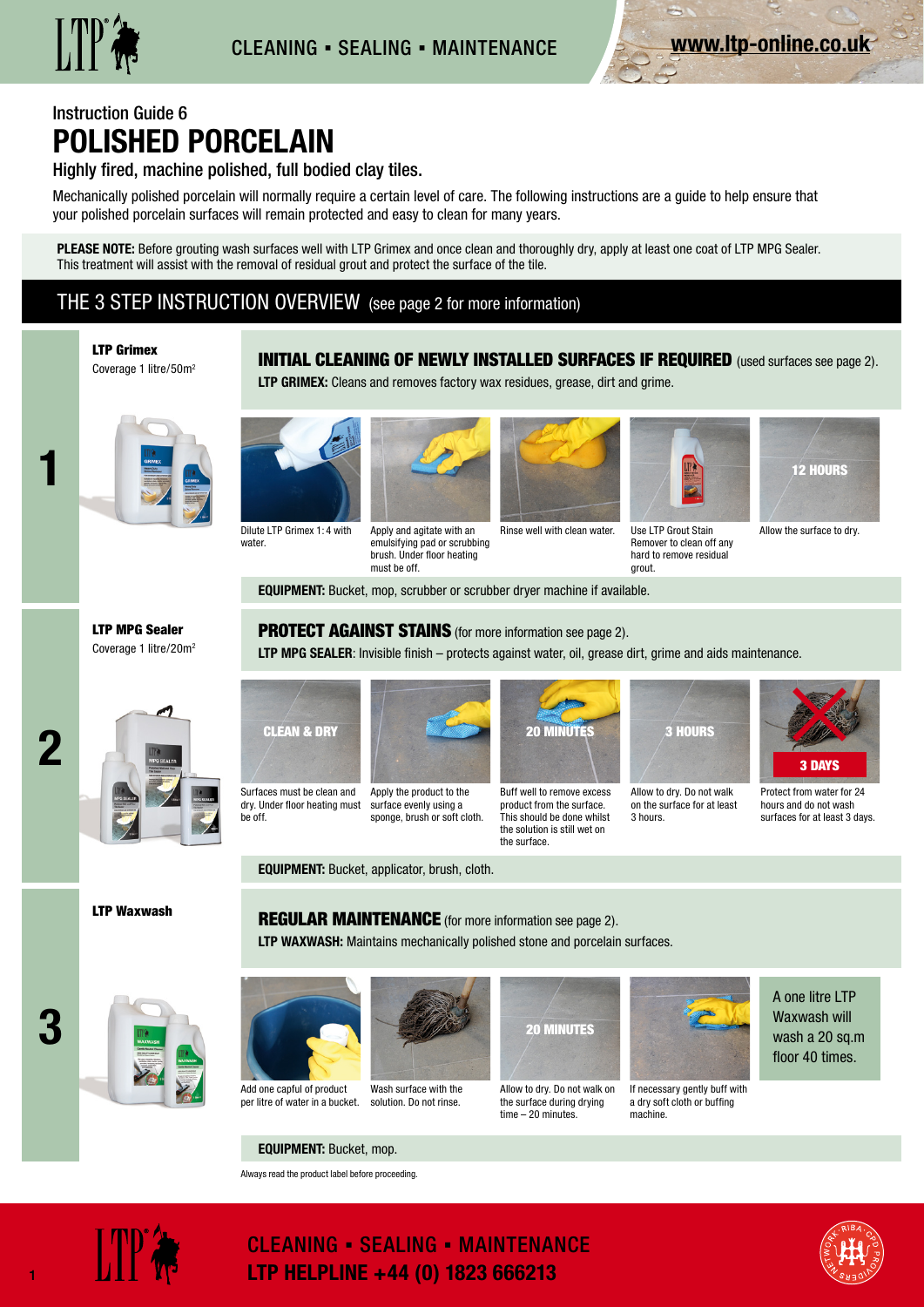CLEANING ▪ SEALING ▪ MAINTENANCE

www.ltp-online.co.uk

Instruction Guide 6

# POLISHED PORCELAIN

Highly fired, machine polished, full bodied clay tiles.

Mechanically polished porcelain will normally require a certain level of care. The following instructions are a guide to help ensure that your polished porcelain surfaces will remain protected and easy to clean for many years.

**PLEASE NOTE:** Before grouting wash surfaces well with LTP Grimex and once clean and thoroughly dry, apply at least one coat of LTP MPG Sealer. This treatment will assist with the removal of residual grout and protect the surface of the tile.

## THE 3 STEP INSTRUCTION OVERVIEW (see page 2 for more information)

### 1

**LTP Grimex**
Coverage 1 litre/50m²

**INITIAL CLEANING OF NEWLY INSTALLED SURFACES IF REQUIRED** (used surfaces see page 2).

**LTP GRIMEX:** Cleans and removes factory wax residues, grease, dirt and grime.

- Dilute LTP Grimex 1: 4 with water.
- Apply and agitate with an emulsifying pad or scrubbing brush. Under floor heating must be off.
- Rinse well with clean water.
- Use LTP Grout Stain Remover to clean off any hard to remove residual grout.
- 12 HOURS — Allow the surface to dry.

**EQUIPMENT:** Bucket, mop, scrubber or scrubber dryer machine if available.

### 2

**LTP MPG Sealer**
Coverage 1 litre/20m²

**PROTECT AGAINST STAINS** (for more information see page 2).

**LTP MPG SEALER**: Invisible finish – protects against water, oil, grease dirt, grime and aids maintenance.

- CLEAN & DRY — Surfaces must be clean and dry. Under floor heating must be off.
- Apply the product to the surface evenly using a sponge, brush or soft cloth.
- 20 MINUTES — Buff well to remove excess product from the surface. This should be done whilst the solution is still wet on the surface.
- 3 HOURS — Allow to dry. Do not walk on the surface for at least 3 hours.
- 3 DAYS — Protect from water for 24 hours and do not wash surfaces for at least 3 days.

**EQUIPMENT:** Bucket, applicator, brush, cloth.

### 3

**LTP Waxwash**

**REGULAR MAINTENANCE** (for more information see page 2).

**LTP WAXWASH:** Maintains mechanically polished stone and porcelain surfaces.

- Add one capful of product per litre of water in a bucket.
- Wash surface with the solution. Do not rinse.
- 20 MINUTES — Allow to dry. Do not walk on the surface during drying time – 20 minutes.
- If necessary gently buff with a dry soft cloth or buffing machine.

A one litre LTP Waxwash will wash a 20 sq.m floor 40 times.

**EQUIPMENT:** Bucket, mop.

Always read the product label before proceeding.

CLEANING ▪ SEALING ▪ MAINTENANCE
LTP HELPLINE +44 (0) 1823 666213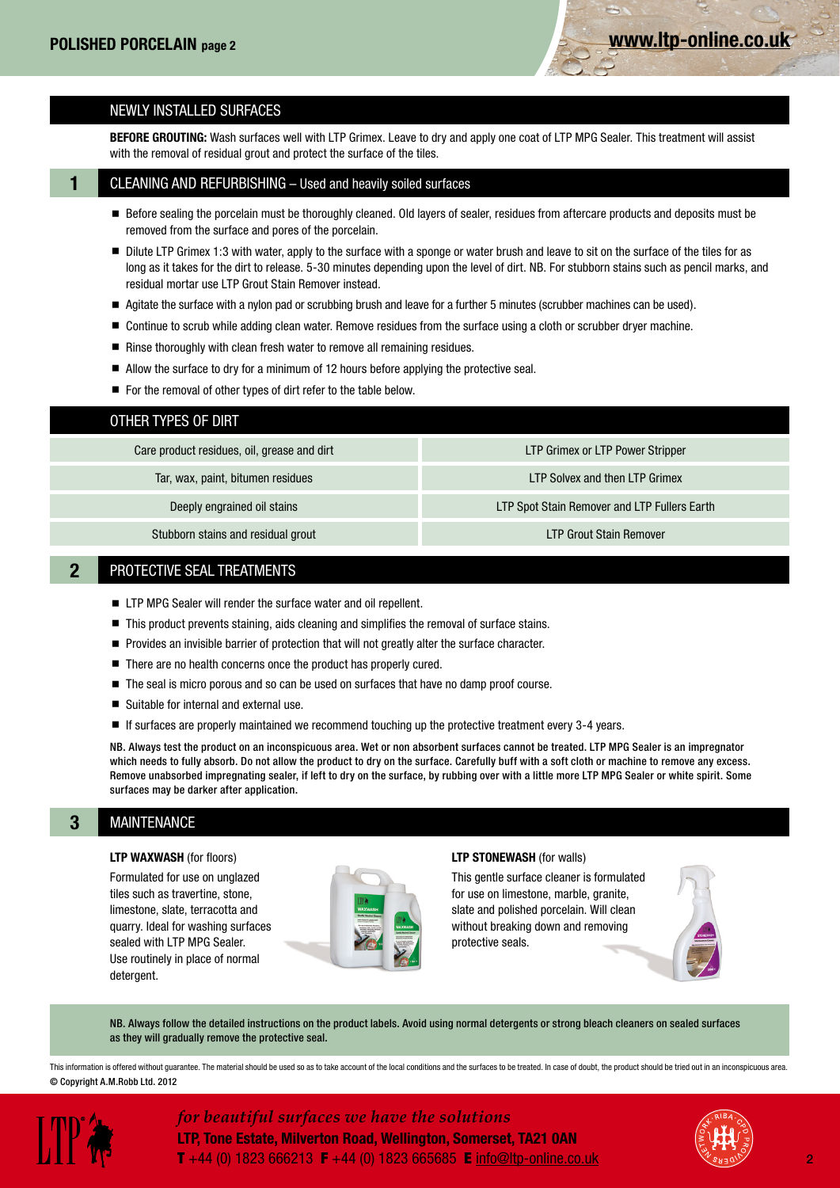## NEWLY INSTALLED SURFACES

**BEFORE GROUTING:** Wash surfaces well with LTP Grimex. Leave to dry and apply one coat of LTP MPG Sealer. This treatment will assist with the removal of residual grout and protect the surface of the tiles.

## 1 CLEANING AND REFURBISHING – Used and heavily soiled surfaces

- Before sealing the porcelain must be thoroughly cleaned. Old layers of sealer, residues from aftercare products and deposits must be removed from the surface and pores of the porcelain.
- Dilute LTP Grimex 1:3 with water, apply to the surface with a sponge or water brush and leave to sit on the surface of the tiles for as long as it takes for the dirt to release. 5-30 minutes depending upon the level of dirt. NB. For stubborn stains such as pencil marks, and residual mortar use LTP Grout Stain Remover instead.
- Agitate the surface with a nylon pad or scrubbing brush and leave for a further 5 minutes (scrubber machines can be used).
- Continue to scrub while adding clean water. Remove residues from the surface using a cloth or scrubber dryer machine.
- Rinse thoroughly with clean fresh water to remove all remaining residues.
- Allow the surface to dry for a minimum of 12 hours before applying the protective seal.
- For the removal of other types of dirt refer to the table below.

## OTHER TYPES OF DIRT

| | |
|---|---|
| Care product residues, oil, grease and dirt | LTP Grimex or LTP Power Stripper |
| Tar, wax, paint, bitumen residues | LTP Solvex and then LTP Grimex |
| Deeply engrained oil stains | LTP Spot Stain Remover and LTP Fullers Earth |
| Stubborn stains and residual grout | LTP Grout Stain Remover |

## 2 PROTECTIVE SEAL TREATMENTS

- LTP MPG Sealer will render the surface water and oil repellent.
- This product prevents staining, aids cleaning and simplifies the removal of surface stains.
- Provides an invisible barrier of protection that will not greatly alter the surface character.
- There are no health concerns once the product has properly cured.
- The seal is micro porous and so can be used on surfaces that have no damp proof course.
- Suitable for internal and external use.
- If surfaces are properly maintained we recommend touching up the protective treatment every 3-4 years.

**NB. Always test the product on an inconspicuous area. Wet or non absorbent surfaces cannot be treated. LTP MPG Sealer is an impregnator which needs to fully absorb. Do not allow the product to dry on the surface. Carefully buff with a soft cloth or machine to remove any excess. Remove unabsorbed impregnating sealer, if left to dry on the surface, by rubbing over with a little more LTP MPG Sealer or white spirit. Some surfaces may be darker after application.**

## 3 MAINTENANCE

**LTP WAXWASH** (for floors)

Formulated for use on unglazed tiles such as travertine, stone, limestone, slate, terracotta and quarry. Ideal for washing surfaces sealed with LTP MPG Sealer. Use routinely in place of normal detergent.

**LTP STONEWASH** (for walls)

This gentle surface cleaner is formulated for use on limestone, marble, granite, slate and polished porcelain. Will clean without breaking down and removing protective seals.

**NB. Always follow the detailed instructions on the product labels. Avoid using normal detergents or strong bleach cleaners on sealed surfaces as they will gradually remove the protective seal.**

This information is offered without guarantee. The material should be used so as to take account of the local conditions and the surfaces to be treated. In case of doubt, the product should be tried out in an inconspicuous area.

**© Copyright A.M.Robb Ltd. 2012**

*for beautiful surfaces we have the solutions*

**LTP, Tone Estate, Milverton Road, Wellington, Somerset, TA21 0AN**

**T** +44 (0) 1823 666213 **F** +44 (0) 1823 665685 **E** info@ltp-online.co.uk